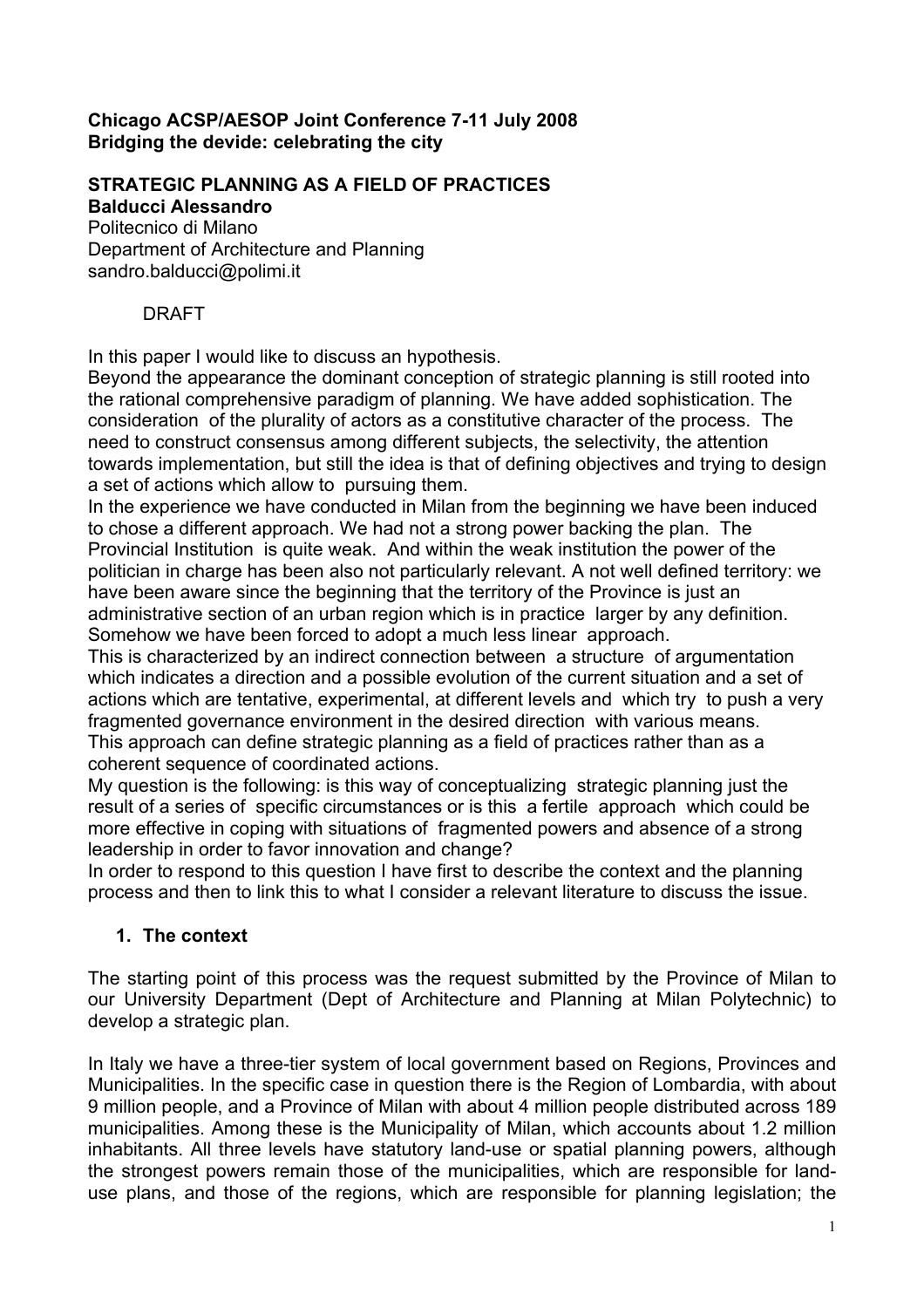**Chicago ACSP/AESOP Joint Conference 7-11 July 2008**
**Bridging the devide: celebrating the city**

# STRATEGIC PLANNING AS A FIELD OF PRACTICES

**Balducci Alessandro**
Politecnico di Milano
Department of Architecture and Planning
sandro.balducci@polimi.it

DRAFT

In this paper I would like to discuss an hypothesis.
Beyond the appearance the dominant conception of strategic planning is still rooted into the rational comprehensive paradigm of planning. We have added sophistication. The consideration of the plurality of actors as a constitutive character of the process. The need to construct consensus among different subjects, the selectivity, the attention towards implementation, but still the idea is that of defining objectives and trying to design a set of actions which allow to pursuing them.
In the experience we have conducted in Milan from the beginning we have been induced to chose a different approach. We had not a strong power backing the plan. The Provincial Institution is quite weak. And within the weak institution the power of the politician in charge has been also not particularly relevant. A not well defined territory: we have been aware since the beginning that the territory of the Province is just an administrative section of an urban region which is in practice larger by any definition. Somehow we have been forced to adopt a much less linear approach.
This is characterized by an indirect connection between a structure of argumentation which indicates a direction and a possible evolution of the current situation and a set of actions which are tentative, experimental, at different levels and which try to push a very fragmented governance environment in the desired direction with various means.
This approach can define strategic planning as a field of practices rather than as a coherent sequence of coordinated actions.
My question is the following: is this way of conceptualizing strategic planning just the result of a series of specific circumstances or is this a fertile approach which could be more effective in coping with situations of fragmented powers and absence of a strong leadership in order to favor innovation and change?
In order to respond to this question I have first to describe the context and the planning process and then to link this to what I consider a relevant literature to discuss the issue.

## 1. The context

The starting point of this process was the request submitted by the Province of Milan to our University Department (Dept of Architecture and Planning at Milan Polytechnic) to develop a strategic plan.

In Italy we have a three-tier system of local government based on Regions, Provinces and Municipalities. In the specific case in question there is the Region of Lombardia, with about 9 million people, and a Province of Milan with about 4 million people distributed across 189 municipalities. Among these is the Municipality of Milan, which accounts about 1.2 million inhabitants. All three levels have statutory land-use or spatial planning powers, although the strongest powers remain those of the municipalities, which are responsible for land-use plans, and those of the regions, which are responsible for planning legislation; the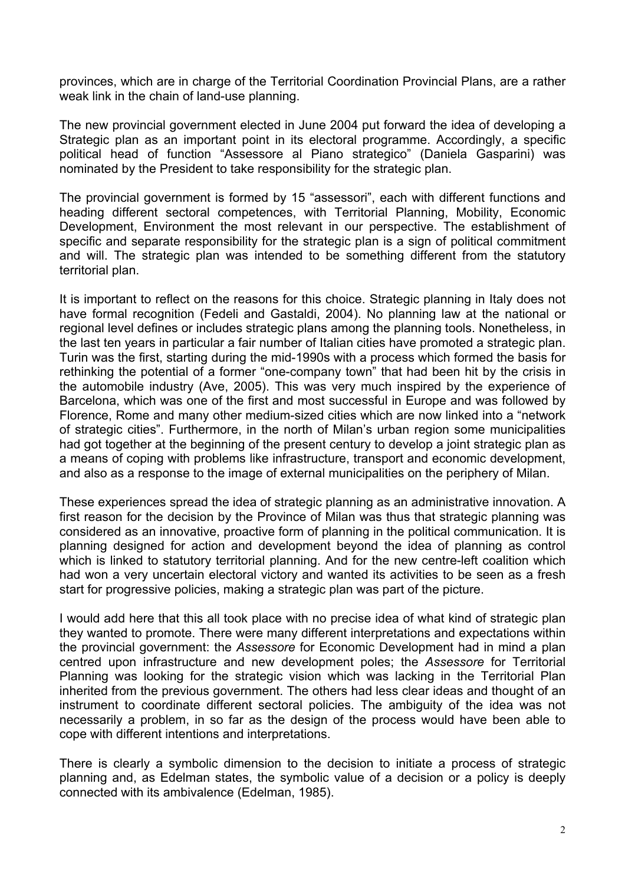provinces, which are in charge of the Territorial Coordination Provincial Plans, are a rather weak link in the chain of land-use planning.

The new provincial government elected in June 2004 put forward the idea of developing a Strategic plan as an important point in its electoral programme. Accordingly, a specific political head of function "Assessore al Piano strategico" (Daniela Gasparini) was nominated by the President to take responsibility for the strategic plan.

The provincial government is formed by 15 "assessori", each with different functions and heading different sectoral competences, with Territorial Planning, Mobility, Economic Development, Environment the most relevant in our perspective. The establishment of specific and separate responsibility for the strategic plan is a sign of political commitment and will. The strategic plan was intended to be something different from the statutory territorial plan.

It is important to reflect on the reasons for this choice. Strategic planning in Italy does not have formal recognition (Fedeli and Gastaldi, 2004). No planning law at the national or regional level defines or includes strategic plans among the planning tools. Nonetheless, in the last ten years in particular a fair number of Italian cities have promoted a strategic plan. Turin was the first, starting during the mid-1990s with a process which formed the basis for rethinking the potential of a former "one-company town" that had been hit by the crisis in the automobile industry (Ave, 2005). This was very much inspired by the experience of Barcelona, which was one of the first and most successful in Europe and was followed by Florence, Rome and many other medium-sized cities which are now linked into a "network of strategic cities". Furthermore, in the north of Milan's urban region some municipalities had got together at the beginning of the present century to develop a joint strategic plan as a means of coping with problems like infrastructure, transport and economic development, and also as a response to the image of external municipalities on the periphery of Milan.

These experiences spread the idea of strategic planning as an administrative innovation. A first reason for the decision by the Province of Milan was thus that strategic planning was considered as an innovative, proactive form of planning in the political communication. It is planning designed for action and development beyond the idea of planning as control which is linked to statutory territorial planning. And for the new centre-left coalition which had won a very uncertain electoral victory and wanted its activities to be seen as a fresh start for progressive policies, making a strategic plan was part of the picture.

I would add here that this all took place with no precise idea of what kind of strategic plan they wanted to promote. There were many different interpretations and expectations within the provincial government: the *Assessore* for Economic Development had in mind a plan centred upon infrastructure and new development poles; the *Assessore* for Territorial Planning was looking for the strategic vision which was lacking in the Territorial Plan inherited from the previous government. The others had less clear ideas and thought of an instrument to coordinate different sectoral policies. The ambiguity of the idea was not necessarily a problem, in so far as the design of the process would have been able to cope with different intentions and interpretations.

There is clearly a symbolic dimension to the decision to initiate a process of strategic planning and, as Edelman states, the symbolic value of a decision or a policy is deeply connected with its ambivalence (Edelman, 1985).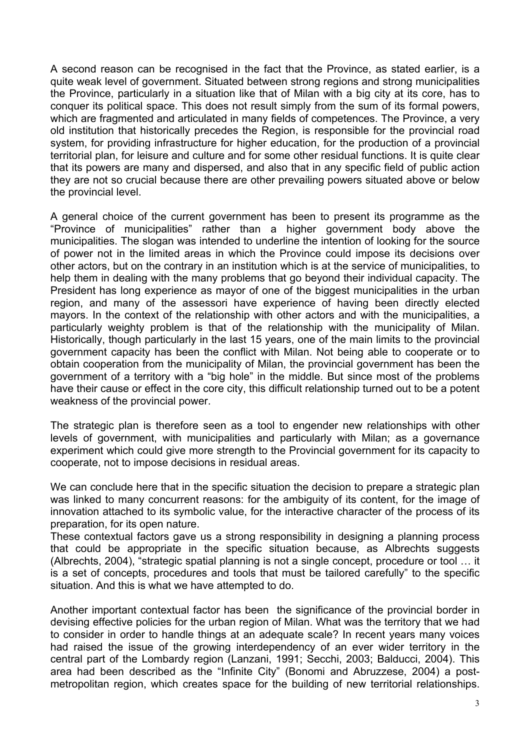A second reason can be recognised in the fact that the Province, as stated earlier, is a quite weak level of government. Situated between strong regions and strong municipalities the Province, particularly in a situation like that of Milan with a big city at its core, has to conquer its political space. This does not result simply from the sum of its formal powers, which are fragmented and articulated in many fields of competences. The Province, a very old institution that historically precedes the Region, is responsible for the provincial road system, for providing infrastructure for higher education, for the production of a provincial territorial plan, for leisure and culture and for some other residual functions. It is quite clear that its powers are many and dispersed, and also that in any specific field of public action they are not so crucial because there are other prevailing powers situated above or below the provincial level.

A general choice of the current government has been to present its programme as the "Province of municipalities" rather than a higher government body above the municipalities. The slogan was intended to underline the intention of looking for the source of power not in the limited areas in which the Province could impose its decisions over other actors, but on the contrary in an institution which is at the service of municipalities, to help them in dealing with the many problems that go beyond their individual capacity. The President has long experience as mayor of one of the biggest municipalities in the urban region, and many of the assessori have experience of having been directly elected mayors. In the context of the relationship with other actors and with the municipalities, a particularly weighty problem is that of the relationship with the municipality of Milan. Historically, though particularly in the last 15 years, one of the main limits to the provincial government capacity has been the conflict with Milan. Not being able to cooperate or to obtain cooperation from the municipality of Milan, the provincial government has been the government of a territory with a "big hole" in the middle. But since most of the problems have their cause or effect in the core city, this difficult relationship turned out to be a potent weakness of the provincial power.

The strategic plan is therefore seen as a tool to engender new relationships with other levels of government, with municipalities and particularly with Milan; as a governance experiment which could give more strength to the Provincial government for its capacity to cooperate, not to impose decisions in residual areas.

We can conclude here that in the specific situation the decision to prepare a strategic plan was linked to many concurrent reasons: for the ambiguity of its content, for the image of innovation attached to its symbolic value, for the interactive character of the process of its preparation, for its open nature.

These contextual factors gave us a strong responsibility in designing a planning process that could be appropriate in the specific situation because, as Albrechts suggests (Albrechts, 2004), "strategic spatial planning is not a single concept, procedure or tool … it is a set of concepts, procedures and tools that must be tailored carefully" to the specific situation. And this is what we have attempted to do.

Another important contextual factor has been the significance of the provincial border in devising effective policies for the urban region of Milan. What was the territory that we had to consider in order to handle things at an adequate scale? In recent years many voices had raised the issue of the growing interdependency of an ever wider territory in the central part of the Lombardy region (Lanzani, 1991; Secchi, 2003; Balducci, 2004). This area had been described as the "Infinite City" (Bonomi and Abruzzese, 2004) a post-metropolitan region, which creates space for the building of new territorial relationships.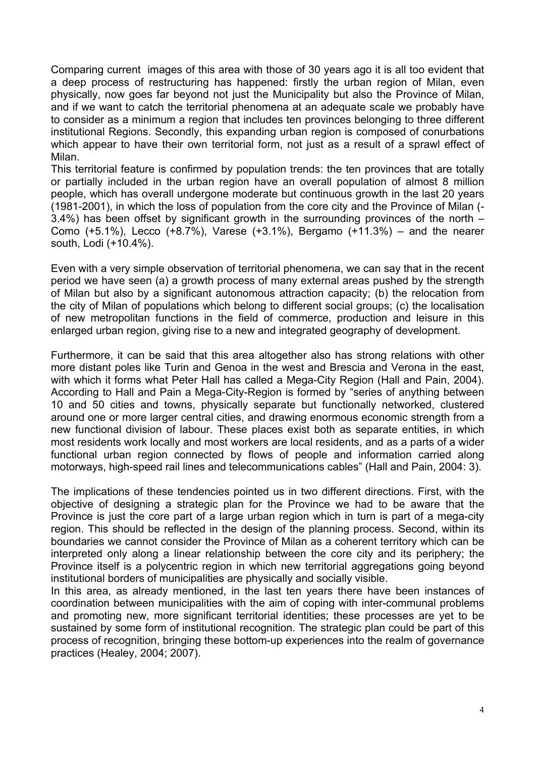Comparing current images of this area with those of 30 years ago it is all too evident that a deep process of restructuring has happened: firstly the urban region of Milan, even physically, now goes far beyond not just the Municipality but also the Province of Milan, and if we want to catch the territorial phenomena at an adequate scale we probably have to consider as a minimum a region that includes ten provinces belonging to three different institutional Regions. Secondly, this expanding urban region is composed of conurbations which appear to have their own territorial form, not just as a result of a sprawl effect of Milan.

This territorial feature is confirmed by population trends: the ten provinces that are totally or partially included in the urban region have an overall population of almost 8 million people, which has overall undergone moderate but continuous growth in the last 20 years (1981-2001), in which the loss of population from the core city and the Province of Milan (-3.4%) has been offset by significant growth in the surrounding provinces of the north – Como (+5.1%), Lecco (+8.7%), Varese (+3.1%), Bergamo (+11.3%) – and the nearer south, Lodi (+10.4%).

Even with a very simple observation of territorial phenomena, we can say that in the recent period we have seen (a) a growth process of many external areas pushed by the strength of Milan but also by a significant autonomous attraction capacity; (b) the relocation from the city of Milan of populations which belong to different social groups; (c) the localisation of new metropolitan functions in the field of commerce, production and leisure in this enlarged urban region, giving rise to a new and integrated geography of development.

Furthermore, it can be said that this area altogether also has strong relations with other more distant poles like Turin and Genoa in the west and Brescia and Verona in the east, with which it forms what Peter Hall has called a Mega-City Region (Hall and Pain, 2004). According to Hall and Pain a Mega-City-Region is formed by "series of anything between 10 and 50 cities and towns, physically separate but functionally networked, clustered around one or more larger central cities, and drawing enormous economic strength from a new functional division of labour. These places exist both as separate entities, in which most residents work locally and most workers are local residents, and as a parts of a wider functional urban region connected by flows of people and information carried along motorways, high-speed rail lines and telecommunications cables" (Hall and Pain, 2004: 3).

The implications of these tendencies pointed us in two different directions. First, with the objective of designing a strategic plan for the Province we had to be aware that the Province is just the core part of a large urban region which in turn is part of a mega-city region. This should be reflected in the design of the planning process. Second, within its boundaries we cannot consider the Province of Milan as a coherent territory which can be interpreted only along a linear relationship between the core city and its periphery; the Province itself is a polycentric region in which new territorial aggregations going beyond institutional borders of municipalities are physically and socially visible.

In this area, as already mentioned, in the last ten years there have been instances of coordination between municipalities with the aim of coping with inter-communal problems and promoting new, more significant territorial identities; these processes are yet to be sustained by some form of institutional recognition. The strategic plan could be part of this process of recognition, bringing these bottom-up experiences into the realm of governance practices (Healey, 2004; 2007).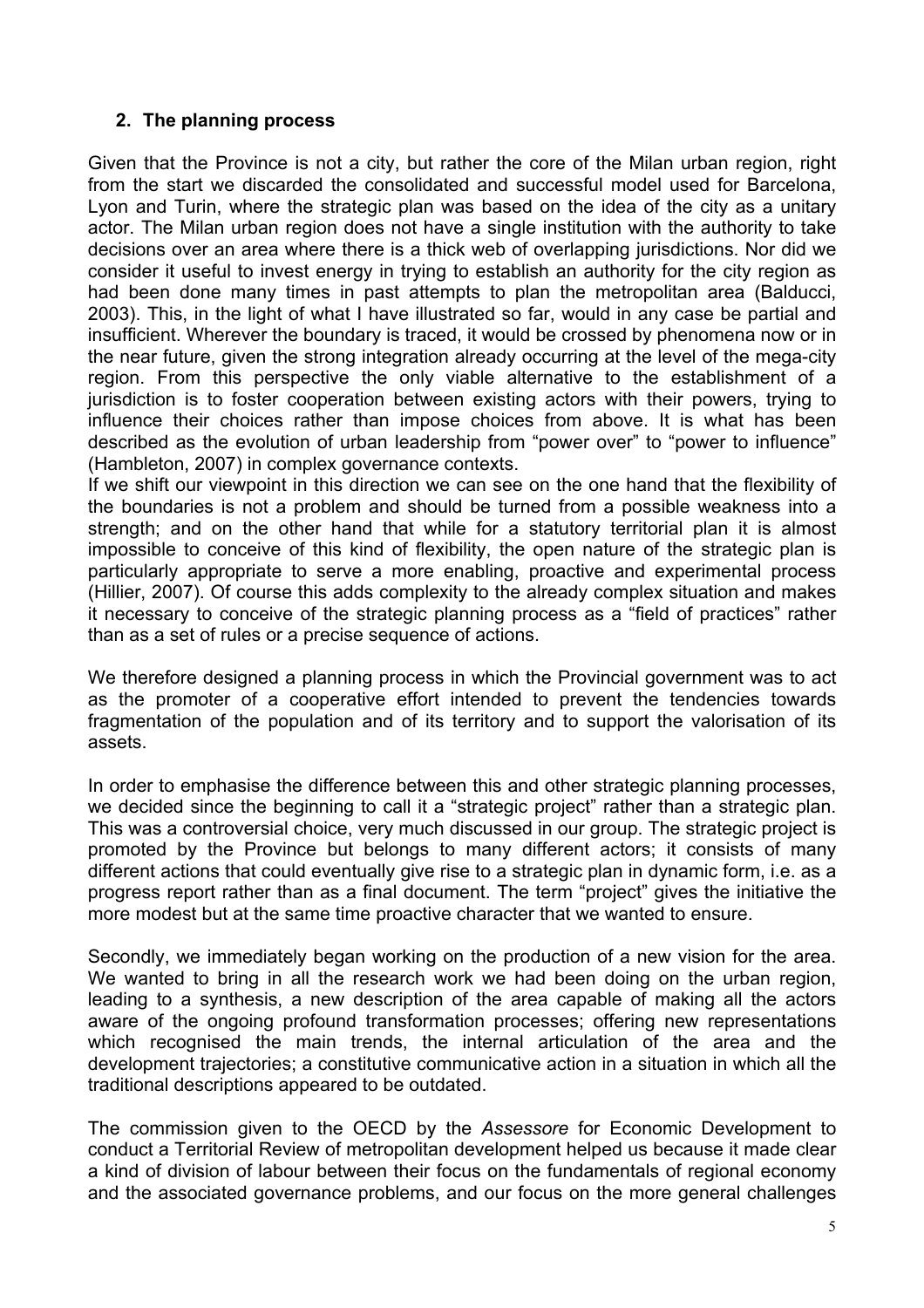## 2. The planning process

Given that the Province is not a city, but rather the core of the Milan urban region, right from the start we discarded the consolidated and successful model used for Barcelona, Lyon and Turin, where the strategic plan was based on the idea of the city as a unitary actor. The Milan urban region does not have a single institution with the authority to take decisions over an area where there is a thick web of overlapping jurisdictions. Nor did we consider it useful to invest energy in trying to establish an authority for the city region as had been done many times in past attempts to plan the metropolitan area (Balducci, 2003). This, in the light of what I have illustrated so far, would in any case be partial and insufficient. Wherever the boundary is traced, it would be crossed by phenomena now or in the near future, given the strong integration already occurring at the level of the mega-city region. From this perspective the only viable alternative to the establishment of a jurisdiction is to foster cooperation between existing actors with their powers, trying to influence their choices rather than impose choices from above. It is what has been described as the evolution of urban leadership from "power over" to "power to influence" (Hambleton, 2007) in complex governance contexts.
If we shift our viewpoint in this direction we can see on the one hand that the flexibility of the boundaries is not a problem and should be turned from a possible weakness into a strength; and on the other hand that while for a statutory territorial plan it is almost impossible to conceive of this kind of flexibility, the open nature of the strategic plan is particularly appropriate to serve a more enabling, proactive and experimental process (Hillier, 2007). Of course this adds complexity to the already complex situation and makes it necessary to conceive of the strategic planning process as a "field of practices" rather than as a set of rules or a precise sequence of actions.

We therefore designed a planning process in which the Provincial government was to act as the promoter of a cooperative effort intended to prevent the tendencies towards fragmentation of the population and of its territory and to support the valorisation of its assets.

In order to emphasise the difference between this and other strategic planning processes, we decided since the beginning to call it a "strategic project" rather than a strategic plan. This was a controversial choice, very much discussed in our group. The strategic project is promoted by the Province but belongs to many different actors; it consists of many different actions that could eventually give rise to a strategic plan in dynamic form, i.e. as a progress report rather than as a final document. The term "project" gives the initiative the more modest but at the same time proactive character that we wanted to ensure.

Secondly, we immediately began working on the production of a new vision for the area. We wanted to bring in all the research work we had been doing on the urban region, leading to a synthesis, a new description of the area capable of making all the actors aware of the ongoing profound transformation processes; offering new representations which recognised the main trends, the internal articulation of the area and the development trajectories; a constitutive communicative action in a situation in which all the traditional descriptions appeared to be outdated.

The commission given to the OECD by the *Assessore* for Economic Development to conduct a Territorial Review of metropolitan development helped us because it made clear a kind of division of labour between their focus on the fundamentals of regional economy and the associated governance problems, and our focus on the more general challenges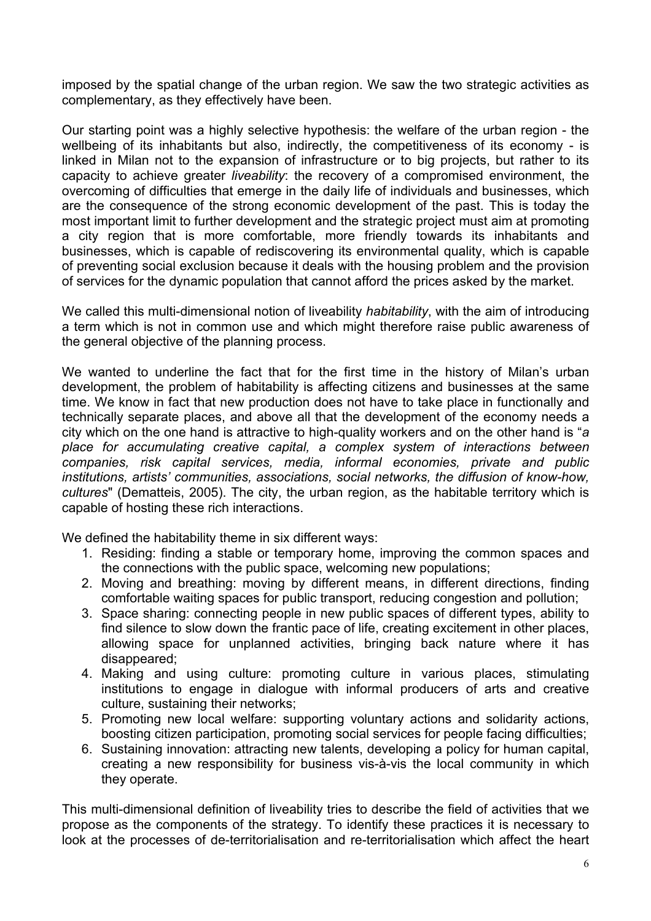imposed by the spatial change of the urban region. We saw the two strategic activities as complementary, as they effectively have been.

Our starting point was a highly selective hypothesis: the welfare of the urban region - the wellbeing of its inhabitants but also, indirectly, the competitiveness of its economy - is linked in Milan not to the expansion of infrastructure or to big projects, but rather to its capacity to achieve greater *liveability*: the recovery of a compromised environment, the overcoming of difficulties that emerge in the daily life of individuals and businesses, which are the consequence of the strong economic development of the past. This is today the most important limit to further development and the strategic project must aim at promoting a city region that is more comfortable, more friendly towards its inhabitants and businesses, which is capable of rediscovering its environmental quality, which is capable of preventing social exclusion because it deals with the housing problem and the provision of services for the dynamic population that cannot afford the prices asked by the market.

We called this multi-dimensional notion of liveability *habitability*, with the aim of introducing a term which is not in common use and which might therefore raise public awareness of the general objective of the planning process.

We wanted to underline the fact that for the first time in the history of Milan's urban development, the problem of habitability is affecting citizens and businesses at the same time. We know in fact that new production does not have to take place in functionally and technically separate places, and above all that the development of the economy needs a city which on the one hand is attractive to high-quality workers and on the other hand is "*a place for accumulating creative capital, a complex system of interactions between companies, risk capital services, media, informal economies, private and public institutions, artists' communities, associations, social networks, the diffusion of know-how, cultures*" (Dematteis, 2005). The city, the urban region, as the habitable territory which is capable of hosting these rich interactions.

We defined the habitability theme in six different ways:

1. Residing: finding a stable or temporary home, improving the common spaces and the connections with the public space, welcoming new populations;
2. Moving and breathing: moving by different means, in different directions, finding comfortable waiting spaces for public transport, reducing congestion and pollution;
3. Space sharing: connecting people in new public spaces of different types, ability to find silence to slow down the frantic pace of life, creating excitement in other places, allowing space for unplanned activities, bringing back nature where it has disappeared;
4. Making and using culture: promoting culture in various places, stimulating institutions to engage in dialogue with informal producers of arts and creative culture, sustaining their networks;
5. Promoting new local welfare: supporting voluntary actions and solidarity actions, boosting citizen participation, promoting social services for people facing difficulties;
6. Sustaining innovation: attracting new talents, developing a policy for human capital, creating a new responsibility for business vis-à-vis the local community in which they operate.

This multi-dimensional definition of liveability tries to describe the field of activities that we propose as the components of the strategy. To identify these practices it is necessary to look at the processes of de-territorialisation and re-territorialisation which affect the heart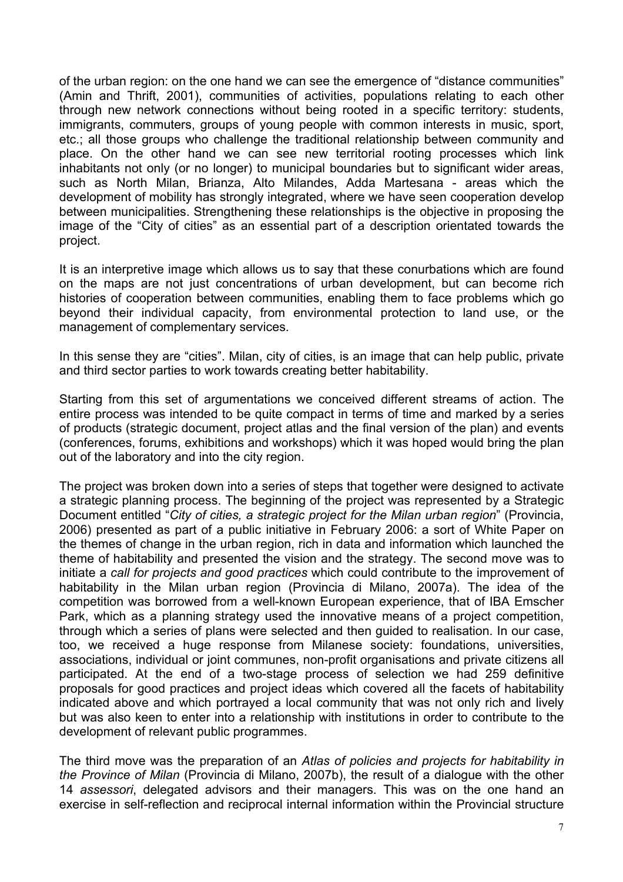of the urban region: on the one hand we can see the emergence of "distance communities" (Amin and Thrift, 2001), communities of activities, populations relating to each other through new network connections without being rooted in a specific territory: students, immigrants, commuters, groups of young people with common interests in music, sport, etc.; all those groups who challenge the traditional relationship between community and place. On the other hand we can see new territorial rooting processes which link inhabitants not only (or no longer) to municipal boundaries but to significant wider areas, such as North Milan, Brianza, Alto Milandes, Adda Martesana - areas which the development of mobility has strongly integrated, where we have seen cooperation develop between municipalities. Strengthening these relationships is the objective in proposing the image of the "City of cities" as an essential part of a description orientated towards the project.

It is an interpretive image which allows us to say that these conurbations which are found on the maps are not just concentrations of urban development, but can become rich histories of cooperation between communities, enabling them to face problems which go beyond their individual capacity, from environmental protection to land use, or the management of complementary services.

In this sense they are "cities". Milan, city of cities, is an image that can help public, private and third sector parties to work towards creating better habitability.

Starting from this set of argumentations we conceived different streams of action. The entire process was intended to be quite compact in terms of time and marked by a series of products (strategic document, project atlas and the final version of the plan) and events (conferences, forums, exhibitions and workshops) which it was hoped would bring the plan out of the laboratory and into the city region.

The project was broken down into a series of steps that together were designed to activate a strategic planning process. The beginning of the project was represented by a Strategic Document entitled "*City of cities, a strategic project for the Milan urban region*" (Provincia, 2006) presented as part of a public initiative in February 2006: a sort of White Paper on the themes of change in the urban region, rich in data and information which launched the theme of habitability and presented the vision and the strategy. The second move was to initiate a *call for projects and good practices* which could contribute to the improvement of habitability in the Milan urban region (Provincia di Milano, 2007a). The idea of the competition was borrowed from a well-known European experience, that of IBA Emscher Park, which as a planning strategy used the innovative means of a project competition, through which a series of plans were selected and then guided to realisation. In our case, too, we received a huge response from Milanese society: foundations, universities, associations, individual or joint communes, non-profit organisations and private citizens all participated. At the end of a two-stage process of selection we had 259 definitive proposals for good practices and project ideas which covered all the facets of habitability indicated above and which portrayed a local community that was not only rich and lively but was also keen to enter into a relationship with institutions in order to contribute to the development of relevant public programmes.

The third move was the preparation of an *Atlas of policies and projects for habitability in the Province of Milan* (Provincia di Milano, 2007b), the result of a dialogue with the other 14 *assessori*, delegated advisors and their managers. This was on the one hand an exercise in self-reflection and reciprocal internal information within the Provincial structure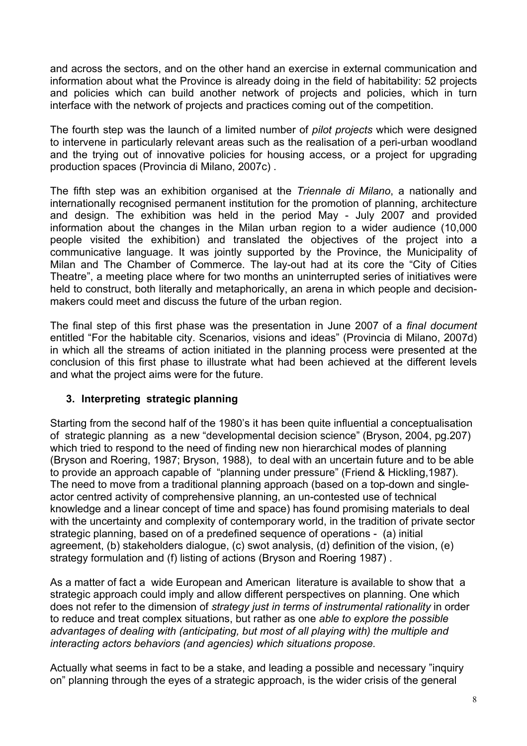and across the sectors, and on the other hand an exercise in external communication and information about what the Province is already doing in the field of habitability: 52 projects and policies which can build another network of projects and policies, which in turn interface with the network of projects and practices coming out of the competition.

The fourth step was the launch of a limited number of *pilot projects* which were designed to intervene in particularly relevant areas such as the realisation of a peri-urban woodland and the trying out of innovative policies for housing access, or a project for upgrading production spaces (Provincia di Milano, 2007c) .

The fifth step was an exhibition organised at the *Triennale di Milano*, a nationally and internationally recognised permanent institution for the promotion of planning, architecture and design. The exhibition was held in the period May - July 2007 and provided information about the changes in the Milan urban region to a wider audience (10,000 people visited the exhibition) and translated the objectives of the project into a communicative language. It was jointly supported by the Province, the Municipality of Milan and The Chamber of Commerce. The lay-out had at its core the "City of Cities Theatre", a meeting place where for two months an uninterrupted series of initiatives were held to construct, both literally and metaphorically, an arena in which people and decision-makers could meet and discuss the future of the urban region.

The final step of this first phase was the presentation in June 2007 of a *final document* entitled "For the habitable city. Scenarios, visions and ideas" (Provincia di Milano, 2007d) in which all the streams of action initiated in the planning process were presented at the conclusion of this first phase to illustrate what had been achieved at the different levels and what the project aims were for the future.

## 3. Interpreting strategic planning

Starting from the second half of the 1980's it has been quite influential a conceptualisation of strategic planning as a new "developmental decision science" (Bryson, 2004, pg.207) which tried to respond to the need of finding new non hierarchical modes of planning (Bryson and Roering, 1987; Bryson, 1988), to deal with an uncertain future and to be able to provide an approach capable of "planning under pressure" (Friend & Hickling,1987). The need to move from a traditional planning approach (based on a top-down and single-actor centred activity of comprehensive planning, an un-contested use of technical knowledge and a linear concept of time and space) has found promising materials to deal with the uncertainty and complexity of contemporary world, in the tradition of private sector strategic planning, based on of a predefined sequence of operations - (a) initial agreement, (b) stakeholders dialogue, (c) swot analysis, (d) definition of the vision, (e) strategy formulation and (f) listing of actions (Bryson and Roering 1987) .

As a matter of fact a wide European and American literature is available to show that a strategic approach could imply and allow different perspectives on planning. One which does not refer to the dimension of *strategy just in terms of instrumental rationality* in order to reduce and treat complex situations, but rather as one *able to explore the possible advantages of dealing with (anticipating, but most of all playing with) the multiple and interacting actors behaviors (and agencies) which situations propose.*

Actually what seems in fact to be a stake, and leading a possible and necessary "inquiry on" planning through the eyes of a strategic approach, is the wider crisis of the general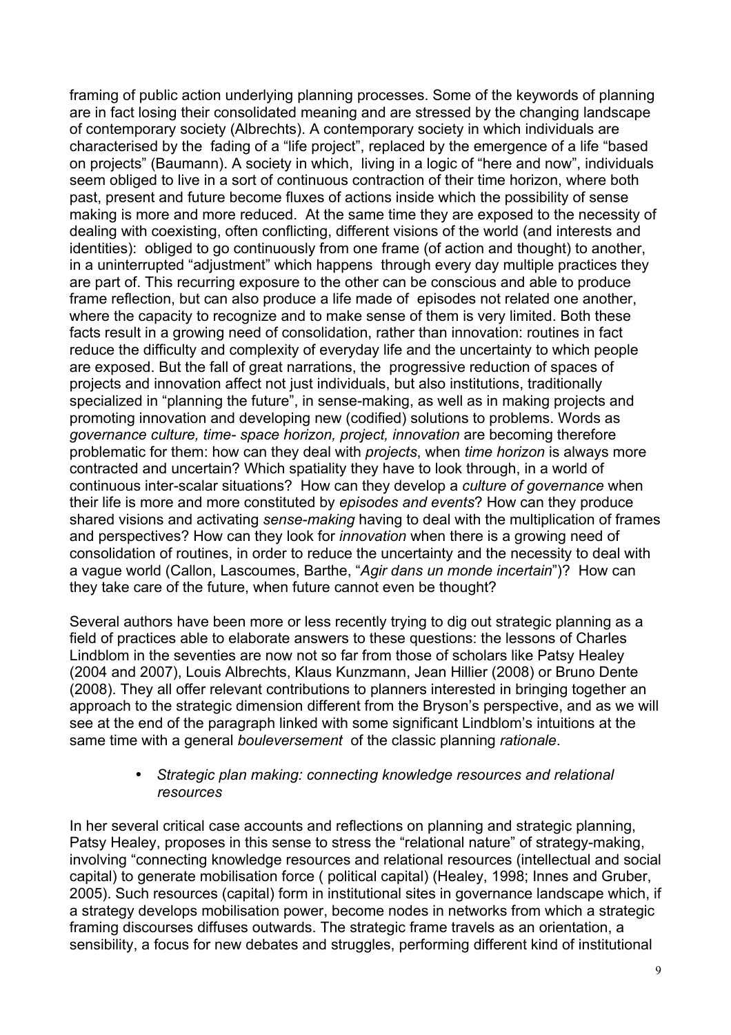framing of public action underlying planning processes. Some of the keywords of planning are in fact losing their consolidated meaning and are stressed by the changing landscape of contemporary society (Albrechts). A contemporary society in which individuals are characterised by the fading of a "life project", replaced by the emergence of a life "based on projects" (Baumann). A society in which, living in a logic of "here and now", individuals seem obliged to live in a sort of continuous contraction of their time horizon, where both past, present and future become fluxes of actions inside which the possibility of sense making is more and more reduced. At the same time they are exposed to the necessity of dealing with coexisting, often conflicting, different visions of the world (and interests and identities): obliged to go continuously from one frame (of action and thought) to another, in a uninterrupted "adjustment" which happens through every day multiple practices they are part of. This recurring exposure to the other can be conscious and able to produce frame reflection, but can also produce a life made of episodes not related one another, where the capacity to recognize and to make sense of them is very limited. Both these facts result in a growing need of consolidation, rather than innovation: routines in fact reduce the difficulty and complexity of everyday life and the uncertainty to which people are exposed. But the fall of great narrations, the progressive reduction of spaces of projects and innovation affect not just individuals, but also institutions, traditionally specialized in "planning the future", in sense-making, as well as in making projects and promoting innovation and developing new (codified) solutions to problems. Words as *governance culture, time- space horizon, project, innovation* are becoming therefore problematic for them: how can they deal with *projects*, when *time horizon* is always more contracted and uncertain? Which spatiality they have to look through, in a world of continuous inter-scalar situations? How can they develop a *culture of governance* when their life is more and more constituted by *episodes and events*? How can they produce shared visions and activating *sense-making* having to deal with the multiplication of frames and perspectives? How can they look for *innovation* when there is a growing need of consolidation of routines, in order to reduce the uncertainty and the necessity to deal with a vague world (Callon, Lascoumes, Barthe, "*Agir dans un monde incertain*")? How can they take care of the future, when future cannot even be thought?

Several authors have been more or less recently trying to dig out strategic planning as a field of practices able to elaborate answers to these questions: the lessons of Charles Lindblom in the seventies are now not so far from those of scholars like Patsy Healey (2004 and 2007), Louis Albrechts, Klaus Kunzmann, Jean Hillier (2008) or Bruno Dente (2008). They all offer relevant contributions to planners interested in bringing together an approach to the strategic dimension different from the Bryson's perspective, and as we will see at the end of the paragraph linked with some significant Lindblom's intuitions at the same time with a general *bouleversement* of the classic planning *rationale*.

- *Strategic plan making: connecting knowledge resources and relational resources*

In her several critical case accounts and reflections on planning and strategic planning, Patsy Healey, proposes in this sense to stress the "relational nature" of strategy-making, involving "connecting knowledge resources and relational resources (intellectual and social capital) to generate mobilisation force ( political capital) (Healey, 1998; Innes and Gruber, 2005). Such resources (capital) form in institutional sites in governance landscape which, if a strategy develops mobilisation power, become nodes in networks from which a strategic framing discourses diffuses outwards. The strategic frame travels as an orientation, a sensibility, a focus for new debates and struggles, performing different kind of institutional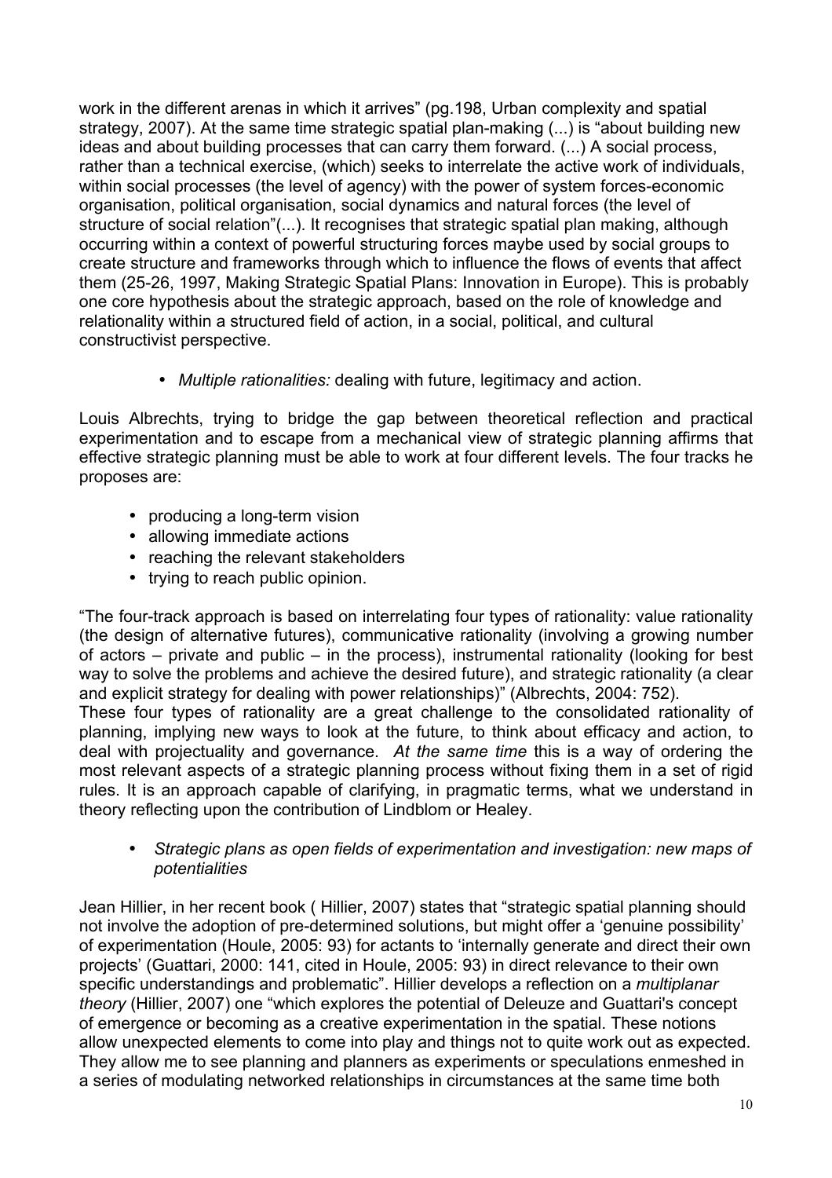work in the different arenas in which it arrives" (pg.198, Urban complexity and spatial strategy, 2007). At the same time strategic spatial plan-making (...) is "about building new ideas and about building processes that can carry them forward. (...) A social process, rather than a technical exercise, (which) seeks to interrelate the active work of individuals, within social processes (the level of agency) with the power of system forces-economic organisation, political organisation, social dynamics and natural forces (the level of structure of social relation"(...). It recognises that strategic spatial plan making, although occurring within a context of powerful structuring forces maybe used by social groups to create structure and frameworks through which to influence the flows of events that affect them (25-26, 1997, Making Strategic Spatial Plans: Innovation in Europe). This is probably one core hypothesis about the strategic approach, based on the role of knowledge and relationality within a structured field of action, in a social, political, and cultural constructivist perspective.

- *Multiple rationalities:* dealing with future, legitimacy and action.

Louis Albrechts, trying to bridge the gap between theoretical reflection and practical experimentation and to escape from a mechanical view of strategic planning affirms that effective strategic planning must be able to work at four different levels. The four tracks he proposes are:

- producing a long-term vision
- allowing immediate actions
- reaching the relevant stakeholders
- trying to reach public opinion.

"The four-track approach is based on interrelating four types of rationality: value rationality (the design of alternative futures), communicative rationality (involving a growing number of actors – private and public – in the process), instrumental rationality (looking for best way to solve the problems and achieve the desired future), and strategic rationality (a clear and explicit strategy for dealing with power relationships)" (Albrechts, 2004: 752).
These four types of rationality are a great challenge to the consolidated rationality of planning, implying new ways to look at the future, to think about efficacy and action, to deal with projectuality and governance. *At the same time* this is a way of ordering the most relevant aspects of a strategic planning process without fixing them in a set of rigid rules. It is an approach capable of clarifying, in pragmatic terms, what we understand in theory reflecting upon the contribution of Lindblom or Healey.

- *Strategic plans as open fields of experimentation and investigation: new maps of potentialities*

Jean Hillier, in her recent book ( Hillier, 2007) states that "strategic spatial planning should not involve the adoption of pre-determined solutions, but might offer a 'genuine possibility' of experimentation (Houle, 2005: 93) for actants to 'internally generate and direct their own projects' (Guattari, 2000: 141, cited in Houle, 2005: 93) in direct relevance to their own specific understandings and problematic". Hillier develops a reflection on a *multiplanar theory* (Hillier, 2007) one "which explores the potential of Deleuze and Guattari's concept of emergence or becoming as a creative experimentation in the spatial. These notions allow unexpected elements to come into play and things not to quite work out as expected. They allow me to see planning and planners as experiments or speculations enmeshed in a series of modulating networked relationships in circumstances at the same time both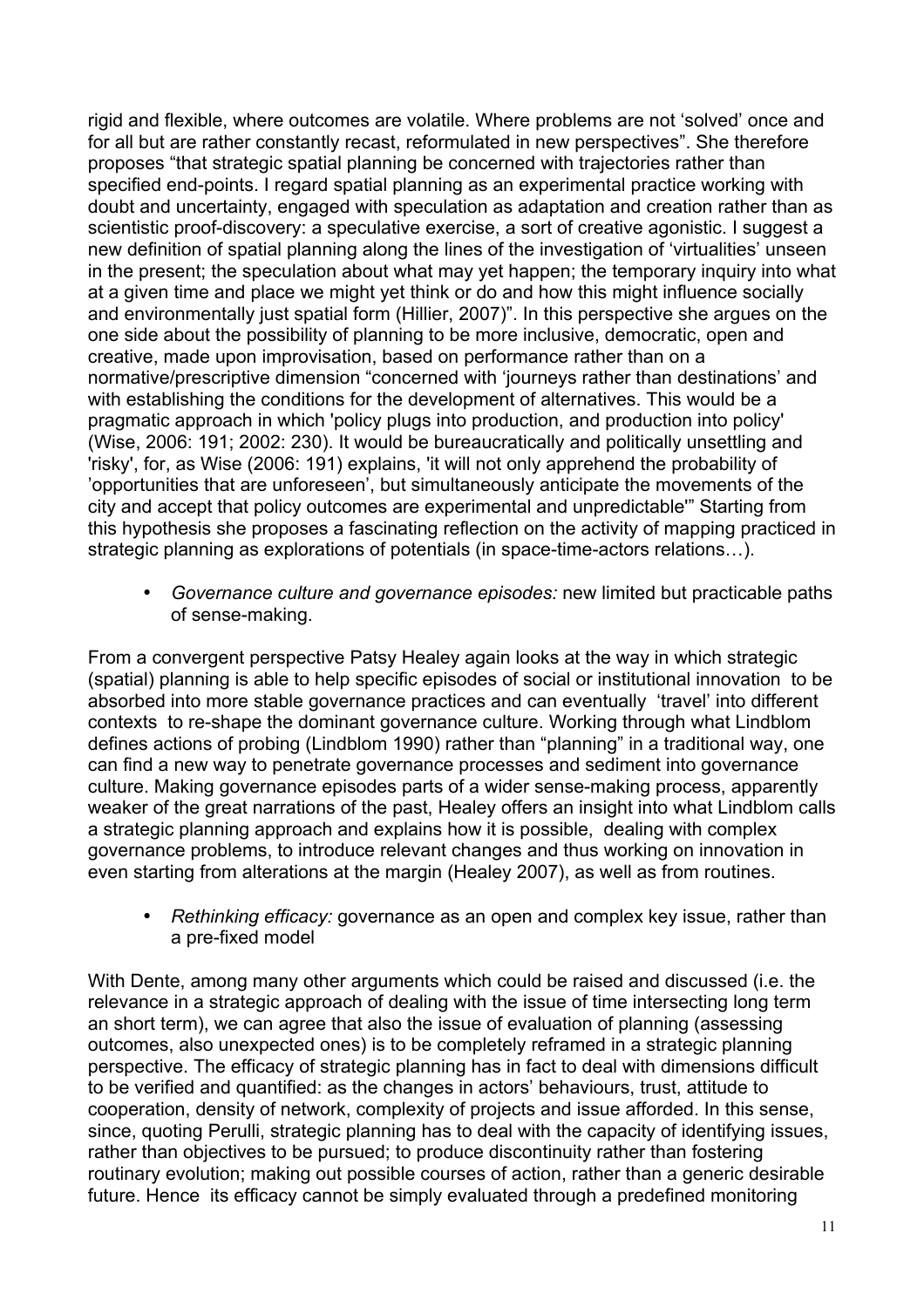rigid and flexible, where outcomes are volatile. Where problems are not 'solved' once and for all but are rather constantly recast, reformulated in new perspectives". She therefore proposes "that strategic spatial planning be concerned with trajectories rather than specified end-points. I regard spatial planning as an experimental practice working with doubt and uncertainty, engaged with speculation as adaptation and creation rather than as scientistic proof-discovery: a speculative exercise, a sort of creative agonistic. I suggest a new definition of spatial planning along the lines of the investigation of 'virtualities' unseen in the present; the speculation about what may yet happen; the temporary inquiry into what at a given time and place we might yet think or do and how this might influence socially and environmentally just spatial form (Hillier, 2007)". In this perspective she argues on the one side about the possibility of planning to be more inclusive, democratic, open and creative, made upon improvisation, based on performance rather than on a normative/prescriptive dimension "concerned with 'journeys rather than destinations' and with establishing the conditions for the development of alternatives. This would be a pragmatic approach in which 'policy plugs into production, and production into policy' (Wise, 2006: 191; 2002: 230). It would be bureaucratically and politically unsettling and 'risky', for, as Wise (2006: 191) explains, 'it will not only apprehend the probability of 'opportunities that are unforeseen', but simultaneously anticipate the movements of the city and accept that policy outcomes are experimental and unpredictable'" Starting from this hypothesis she proposes a fascinating reflection on the activity of mapping practiced in strategic planning as explorations of potentials (in space-time-actors relations…).

- *Governance culture and governance episodes:* new limited but practicable paths of sense-making.

From a convergent perspective Patsy Healey again looks at the way in which strategic (spatial) planning is able to help specific episodes of social or institutional innovation to be absorbed into more stable governance practices and can eventually 'travel' into different contexts to re-shape the dominant governance culture. Working through what Lindblom defines actions of probing (Lindblom 1990) rather than "planning" in a traditional way, one can find a new way to penetrate governance processes and sediment into governance culture. Making governance episodes parts of a wider sense-making process, apparently weaker of the great narrations of the past, Healey offers an insight into what Lindblom calls a strategic planning approach and explains how it is possible, dealing with complex governance problems, to introduce relevant changes and thus working on innovation in even starting from alterations at the margin (Healey 2007), as well as from routines.

- *Rethinking efficacy:* governance as an open and complex key issue, rather than a pre-fixed model

With Dente, among many other arguments which could be raised and discussed (i.e. the relevance in a strategic approach of dealing with the issue of time intersecting long term an short term), we can agree that also the issue of evaluation of planning (assessing outcomes, also unexpected ones) is to be completely reframed in a strategic planning perspective. The efficacy of strategic planning has in fact to deal with dimensions difficult to be verified and quantified: as the changes in actors' behaviours, trust, attitude to cooperation, density of network, complexity of projects and issue afforded. In this sense, since, quoting Perulli, strategic planning has to deal with the capacity of identifying issues, rather than objectives to be pursued; to produce discontinuity rather than fostering routinary evolution; making out possible courses of action, rather than a generic desirable future. Hence its efficacy cannot be simply evaluated through a predefined monitoring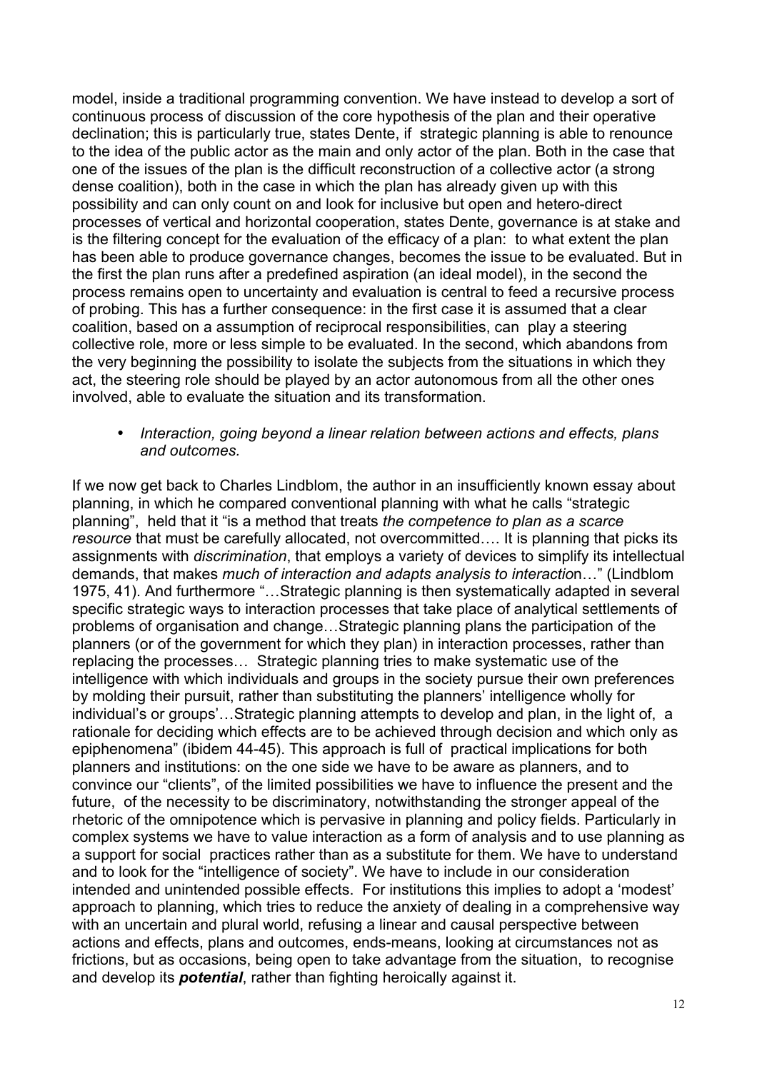model, inside a traditional programming convention. We have instead to develop a sort of continuous process of discussion of the core hypothesis of the plan and their operative declination; this is particularly true, states Dente, if strategic planning is able to renounce to the idea of the public actor as the main and only actor of the plan. Both in the case that one of the issues of the plan is the difficult reconstruction of a collective actor (a strong dense coalition), both in the case in which the plan has already given up with this possibility and can only count on and look for inclusive but open and hetero-direct processes of vertical and horizontal cooperation, states Dente, governance is at stake and is the filtering concept for the evaluation of the efficacy of a plan: to what extent the plan has been able to produce governance changes, becomes the issue to be evaluated. But in the first the plan runs after a predefined aspiration (an ideal model), in the second the process remains open to uncertainty and evaluation is central to feed a recursive process of probing. This has a further consequence: in the first case it is assumed that a clear coalition, based on a assumption of reciprocal responsibilities, can play a steering collective role, more or less simple to be evaluated. In the second, which abandons from the very beginning the possibility to isolate the subjects from the situations in which they act, the steering role should be played by an actor autonomous from all the other ones involved, able to evaluate the situation and its transformation.

- *Interaction, going beyond a linear relation between actions and effects, plans and outcomes.*

If we now get back to Charles Lindblom, the author in an insufficiently known essay about planning, in which he compared conventional planning with what he calls "strategic planning", held that it "is a method that treats *the competence to plan as a scarce resource* that must be carefully allocated, not overcommitted…. It is planning that picks its assignments with *discrimination*, that employs a variety of devices to simplify its intellectual demands, that makes *much of interaction and adapts analysis to interactio*n…" (Lindblom 1975, 41). And furthermore "…Strategic planning is then systematically adapted in several specific strategic ways to interaction processes that take place of analytical settlements of problems of organisation and change…Strategic planning plans the participation of the planners (or of the government for which they plan) in interaction processes, rather than replacing the processes… Strategic planning tries to make systematic use of the intelligence with which individuals and groups in the society pursue their own preferences by molding their pursuit, rather than substituting the planners' intelligence wholly for individual's or groups'…Strategic planning attempts to develop and plan, in the light of, a rationale for deciding which effects are to be achieved through decision and which only as epiphenomena" (ibidem 44-45). This approach is full of practical implications for both planners and institutions: on the one side we have to be aware as planners, and to convince our "clients", of the limited possibilities we have to influence the present and the future, of the necessity to be discriminatory, notwithstanding the stronger appeal of the rhetoric of the omnipotence which is pervasive in planning and policy fields. Particularly in complex systems we have to value interaction as a form of analysis and to use planning as a support for social practices rather than as a substitute for them. We have to understand and to look for the "intelligence of society". We have to include in our consideration intended and unintended possible effects. For institutions this implies to adopt a 'modest' approach to planning, which tries to reduce the anxiety of dealing in a comprehensive way with an uncertain and plural world, refusing a linear and causal perspective between actions and effects, plans and outcomes, ends-means, looking at circumstances not as frictions, but as occasions, being open to take advantage from the situation, to recognise and develop its ***potential***, rather than fighting heroically against it.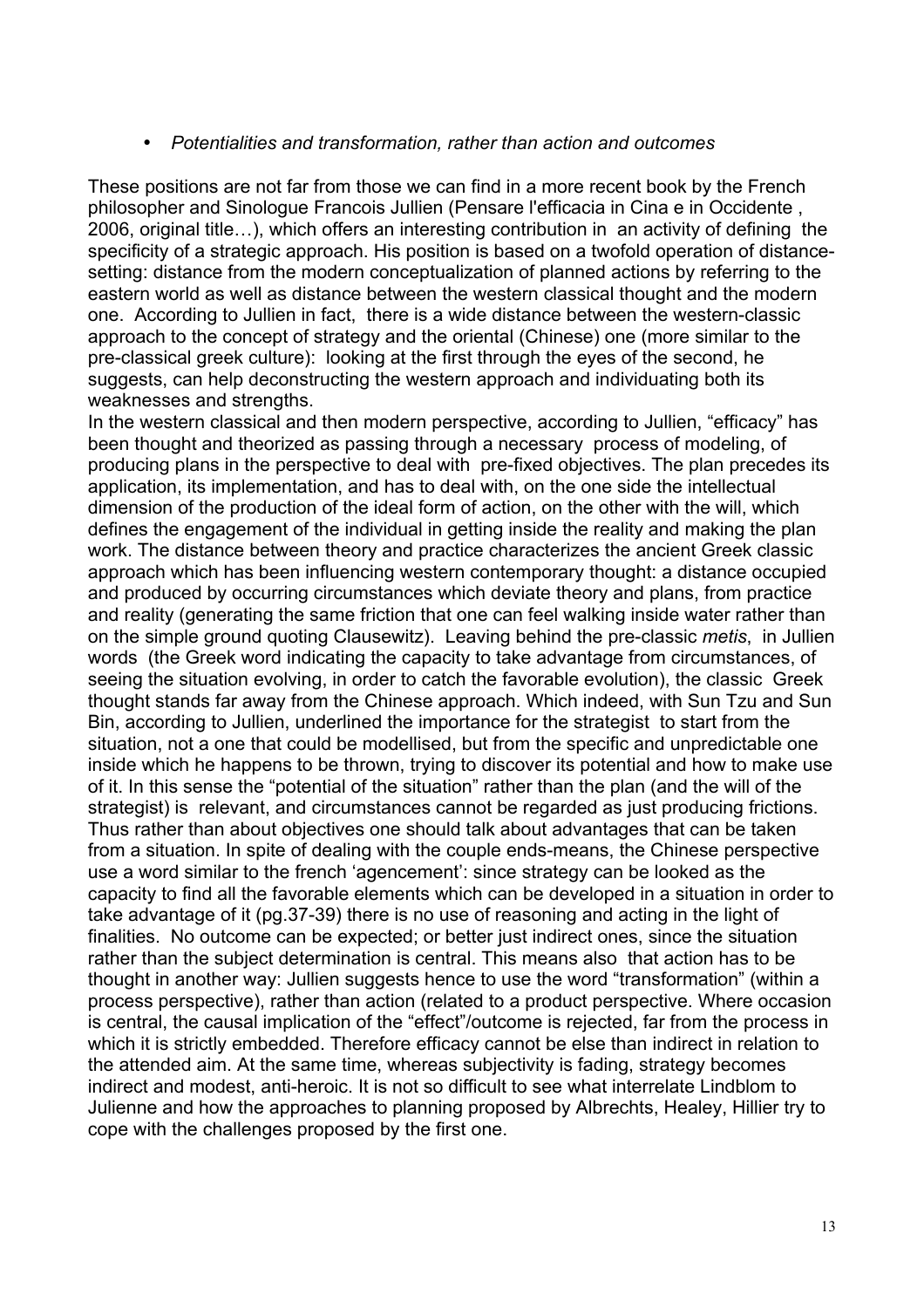- *Potentialities and transformation, rather than action and outcomes*

These positions are not far from those we can find in a more recent book by the French philosopher and Sinologue Francois Jullien (Pensare l'efficacia in Cina e in Occidente , 2006, original title…), which offers an interesting contribution in an activity of defining the specificity of a strategic approach. His position is based on a twofold operation of distance-setting: distance from the modern conceptualization of planned actions by referring to the eastern world as well as distance between the western classical thought and the modern one. According to Jullien in fact, there is a wide distance between the western-classic approach to the concept of strategy and the oriental (Chinese) one (more similar to the pre-classical greek culture): looking at the first through the eyes of the second, he suggests, can help deconstructing the western approach and individuating both its weaknesses and strengths.

In the western classical and then modern perspective, according to Jullien, "efficacy" has been thought and theorized as passing through a necessary process of modeling, of producing plans in the perspective to deal with pre-fixed objectives. The plan precedes its application, its implementation, and has to deal with, on the one side the intellectual dimension of the production of the ideal form of action, on the other with the will, which defines the engagement of the individual in getting inside the reality and making the plan work. The distance between theory and practice characterizes the ancient Greek classic approach which has been influencing western contemporary thought: a distance occupied and produced by occurring circumstances which deviate theory and plans, from practice and reality (generating the same friction that one can feel walking inside water rather than on the simple ground quoting Clausewitz). Leaving behind the pre-classic *metis*, in Jullien words (the Greek word indicating the capacity to take advantage from circumstances, of seeing the situation evolving, in order to catch the favorable evolution), the classic Greek thought stands far away from the Chinese approach. Which indeed, with Sun Tzu and Sun Bin, according to Jullien, underlined the importance for the strategist to start from the situation, not a one that could be modellised, but from the specific and unpredictable one inside which he happens to be thrown, trying to discover its potential and how to make use of it. In this sense the "potential of the situation" rather than the plan (and the will of the strategist) is relevant, and circumstances cannot be regarded as just producing frictions. Thus rather than about objectives one should talk about advantages that can be taken from a situation. In spite of dealing with the couple ends-means, the Chinese perspective use a word similar to the french 'agencement': since strategy can be looked as the capacity to find all the favorable elements which can be developed in a situation in order to take advantage of it (pg.37-39) there is no use of reasoning and acting in the light of finalities. No outcome can be expected; or better just indirect ones, since the situation rather than the subject determination is central. This means also that action has to be thought in another way: Jullien suggests hence to use the word "transformation" (within a process perspective), rather than action (related to a product perspective. Where occasion is central, the causal implication of the "effect"/outcome is rejected, far from the process in which it is strictly embedded. Therefore efficacy cannot be else than indirect in relation to the attended aim. At the same time, whereas subjectivity is fading, strategy becomes indirect and modest, anti-heroic. It is not so difficult to see what interrelate Lindblom to Julienne and how the approaches to planning proposed by Albrechts, Healey, Hillier try to cope with the challenges proposed by the first one.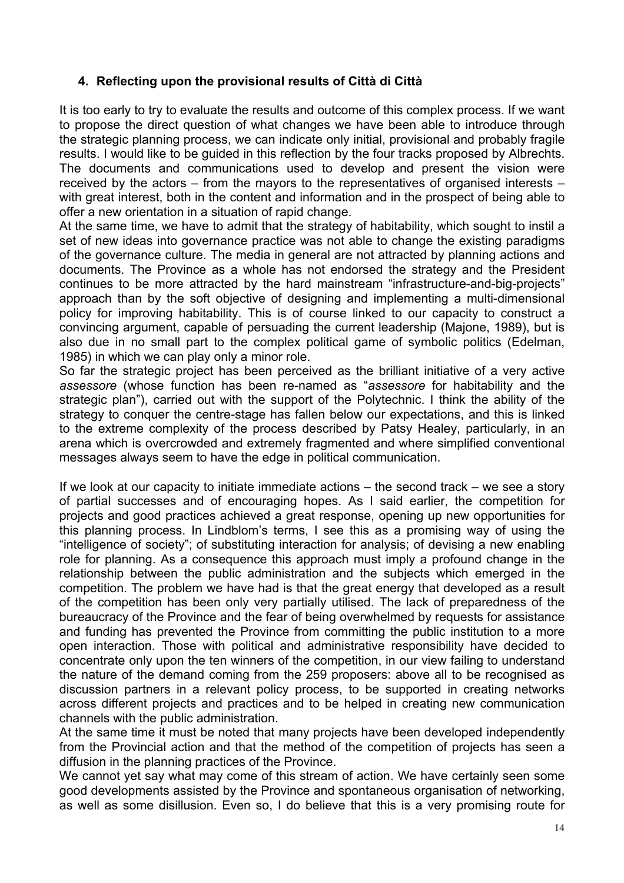## 4. Reflecting upon the provisional results of Città di Città

It is too early to try to evaluate the results and outcome of this complex process. If we want to propose the direct question of what changes we have been able to introduce through the strategic planning process, we can indicate only initial, provisional and probably fragile results. I would like to be guided in this reflection by the four tracks proposed by Albrechts. The documents and communications used to develop and present the vision were received by the actors – from the mayors to the representatives of organised interests – with great interest, both in the content and information and in the prospect of being able to offer a new orientation in a situation of rapid change.

At the same time, we have to admit that the strategy of habitability, which sought to instil a set of new ideas into governance practice was not able to change the existing paradigms of the governance culture. The media in general are not attracted by planning actions and documents. The Province as a whole has not endorsed the strategy and the President continues to be more attracted by the hard mainstream "infrastructure-and-big-projects" approach than by the soft objective of designing and implementing a multi-dimensional policy for improving habitability. This is of course linked to our capacity to construct a convincing argument, capable of persuading the current leadership (Majone, 1989), but is also due in no small part to the complex political game of symbolic politics (Edelman, 1985) in which we can play only a minor role.

So far the strategic project has been perceived as the brilliant initiative of a very active *assessore* (whose function has been re-named as "*assessore* for habitability and the strategic plan"), carried out with the support of the Polytechnic. I think the ability of the strategy to conquer the centre-stage has fallen below our expectations, and this is linked to the extreme complexity of the process described by Patsy Healey, particularly, in an arena which is overcrowded and extremely fragmented and where simplified conventional messages always seem to have the edge in political communication.

If we look at our capacity to initiate immediate actions – the second track – we see a story of partial successes and of encouraging hopes. As I said earlier, the competition for projects and good practices achieved a great response, opening up new opportunities for this planning process. In Lindblom's terms, I see this as a promising way of using the "intelligence of society"; of substituting interaction for analysis; of devising a new enabling role for planning. As a consequence this approach must imply a profound change in the relationship between the public administration and the subjects which emerged in the competition. The problem we have had is that the great energy that developed as a result of the competition has been only very partially utilised. The lack of preparedness of the bureaucracy of the Province and the fear of being overwhelmed by requests for assistance and funding has prevented the Province from committing the public institution to a more open interaction. Those with political and administrative responsibility have decided to concentrate only upon the ten winners of the competition, in our view failing to understand the nature of the demand coming from the 259 proposers: above all to be recognised as discussion partners in a relevant policy process, to be supported in creating networks across different projects and practices and to be helped in creating new communication channels with the public administration.

At the same time it must be noted that many projects have been developed independently from the Provincial action and that the method of the competition of projects has seen a diffusion in the planning practices of the Province.

We cannot yet say what may come of this stream of action. We have certainly seen some good developments assisted by the Province and spontaneous organisation of networking, as well as some disillusion. Even so, I do believe that this is a very promising route for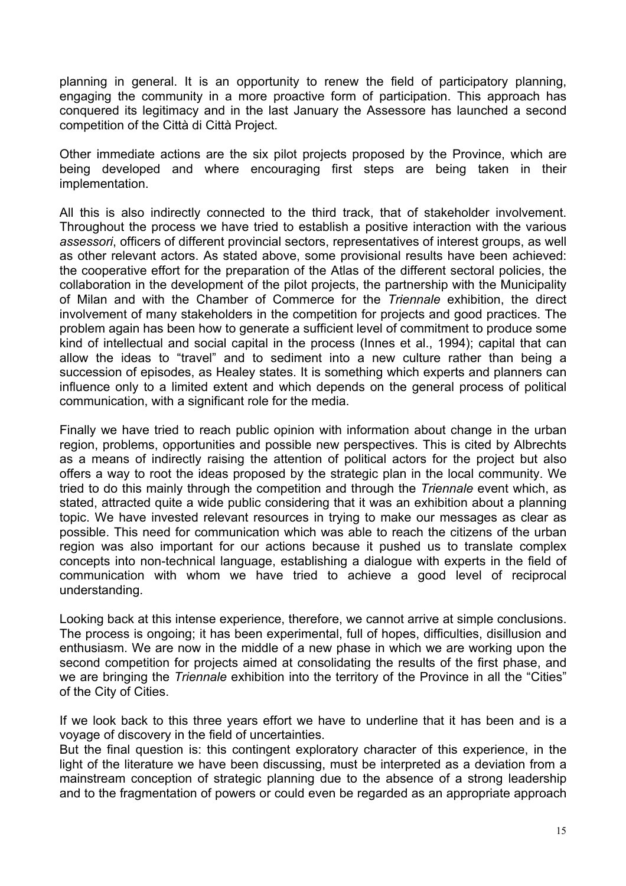planning in general. It is an opportunity to renew the field of participatory planning, engaging the community in a more proactive form of participation. This approach has conquered its legitimacy and in the last January the Assessore has launched a second competition of the Città di Città Project.

Other immediate actions are the six pilot projects proposed by the Province, which are being developed and where encouraging first steps are being taken in their implementation.

All this is also indirectly connected to the third track, that of stakeholder involvement. Throughout the process we have tried to establish a positive interaction with the various *assessori*, officers of different provincial sectors, representatives of interest groups, as well as other relevant actors. As stated above, some provisional results have been achieved: the cooperative effort for the preparation of the Atlas of the different sectoral policies, the collaboration in the development of the pilot projects, the partnership with the Municipality of Milan and with the Chamber of Commerce for the *Triennale* exhibition, the direct involvement of many stakeholders in the competition for projects and good practices. The problem again has been how to generate a sufficient level of commitment to produce some kind of intellectual and social capital in the process (Innes et al., 1994); capital that can allow the ideas to "travel" and to sediment into a new culture rather than being a succession of episodes, as Healey states. It is something which experts and planners can influence only to a limited extent and which depends on the general process of political communication, with a significant role for the media.

Finally we have tried to reach public opinion with information about change in the urban region, problems, opportunities and possible new perspectives. This is cited by Albrechts as a means of indirectly raising the attention of political actors for the project but also offers a way to root the ideas proposed by the strategic plan in the local community. We tried to do this mainly through the competition and through the *Triennale* event which, as stated, attracted quite a wide public considering that it was an exhibition about a planning topic. We have invested relevant resources in trying to make our messages as clear as possible. This need for communication which was able to reach the citizens of the urban region was also important for our actions because it pushed us to translate complex concepts into non-technical language, establishing a dialogue with experts in the field of communication with whom we have tried to achieve a good level of reciprocal understanding.

Looking back at this intense experience, therefore, we cannot arrive at simple conclusions. The process is ongoing; it has been experimental, full of hopes, difficulties, disillusion and enthusiasm. We are now in the middle of a new phase in which we are working upon the second competition for projects aimed at consolidating the results of the first phase, and we are bringing the *Triennale* exhibition into the territory of the Province in all the "Cities" of the City of Cities.

If we look back to this three years effort we have to underline that it has been and is a voyage of discovery in the field of uncertainties.

But the final question is: this contingent exploratory character of this experience, in the light of the literature we have been discussing, must be interpreted as a deviation from a mainstream conception of strategic planning due to the absence of a strong leadership and to the fragmentation of powers or could even be regarded as an appropriate approach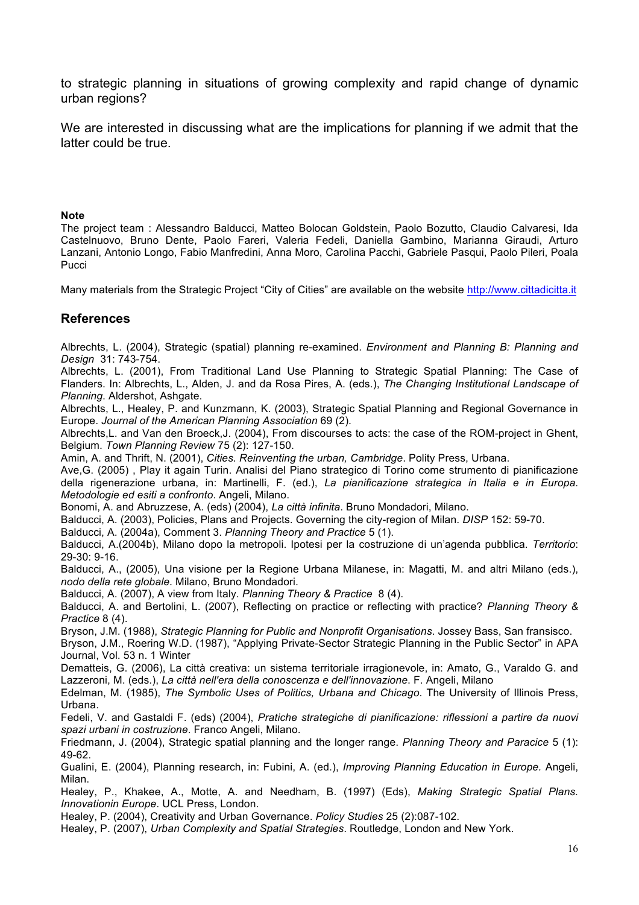to strategic planning in situations of growing complexity and rapid change of dynamic urban regions?

We are interested in discussing what are the implications for planning if we admit that the latter could be true.

**Note**

The project team : Alessandro Balducci, Matteo Bolocan Goldstein, Paolo Bozutto, Claudio Calvaresi, Ida Castelnuovo, Bruno Dente, Paolo Fareri, Valeria Fedeli, Daniella Gambino, Marianna Giraudi, Arturo Lanzani, Antonio Longo, Fabio Manfredini, Anna Moro, Carolina Pacchi, Gabriele Pasqui, Paolo Pileri, Poala Pucci

Many materials from the Strategic Project "City of Cities" are available on the website http://www.cittadicitta.it

## References

Albrechts, L. (2004), Strategic (spatial) planning re-examined. *Environment and Planning B: Planning and Design* 31: 743-754.

Albrechts, L. (2001), From Traditional Land Use Planning to Strategic Spatial Planning: The Case of Flanders. In: Albrechts, L., Alden, J. and da Rosa Pires, A. (eds.), *The Changing Institutional Landscape of Planning*. Aldershot, Ashgate.

Albrechts, L., Healey, P. and Kunzmann, K. (2003), Strategic Spatial Planning and Regional Governance in Europe. *Journal of the American Planning Association* 69 (2).

Albrechts,L. and Van den Broeck,J. (2004), From discourses to acts: the case of the ROM-project in Ghent, Belgium. *Town Planning Review* 75 (2): 127-150.

Amin, A. and Thrift, N. (2001), *Cities. Reinventing the urban, Cambridge*. Polity Press, Urbana.

Ave,G. (2005) , Play it again Turin. Analisi del Piano strategico di Torino come strumento di pianificazione della rigenerazione urbana, in: Martinelli, F. (ed.), *La pianificazione strategica in Italia e in Europa. Metodologie ed esiti a confronto*. Angeli, Milano.

Bonomi, A. and Abruzzese, A. (eds) (2004), *La città infinita*. Bruno Mondadori, Milano.

Balducci, A. (2003), Policies, Plans and Projects. Governing the city-region of Milan. *DISP* 152: 59-70.

Balducci, A. (2004a), Comment 3. *Planning Theory and Practice* 5 (1).

Balducci, A.(2004b), Milano dopo la metropoli. Ipotesi per la costruzione di un'agenda pubblica. *Territorio*: 29-30: 9-16.

Balducci, A., (2005), Una visione per la Regione Urbana Milanese, in: Magatti, M. and altri Milano (eds.), *nodo della rete globale*. Milano, Bruno Mondadori.

Balducci, A. (2007), A view from Italy. *Planning Theory & Practice* 8 (4).

Balducci, A. and Bertolini, L. (2007), Reflecting on practice or reflecting with practice? *Planning Theory & Practice* 8 (4).

Bryson, J.M. (1988), *Strategic Planning for Public and Nonprofit Organisations*. Jossey Bass, San fransisco.

Bryson, J.M., Roering W.D. (1987), "Applying Private-Sector Strategic Planning in the Public Sector" in APA Journal, Vol. 53 n. 1 Winter

Dematteis, G. (2006), La città creativa: un sistema territoriale irragionevole, in: Amato, G., Varaldo G. and Lazzeroni, M. (eds.), *La città nell'era della conoscenza e dell'innovazione*. F. Angeli, Milano

Edelman, M. (1985), *The Symbolic Uses of Politics, Urbana and Chicago*. The University of Illinois Press, Urbana.

Fedeli, V. and Gastaldi F. (eds) (2004), *Pratiche strategiche di pianificazione: riflessioni a partire da nuovi spazi urbani in costruzione*. Franco Angeli, Milano.

Friedmann, J. (2004), Strategic spatial planning and the longer range. *Planning Theory and Paracice* 5 (1): 49-62.

Gualini, E. (2004), Planning research, in: Fubini, A. (ed.), *Improving Planning Education in Europe*. Angeli, Milan.

Healey, P., Khakee, A., Motte, A. and Needham, B. (1997) (Eds), *Making Strategic Spatial Plans. Innovationin Europe*. UCL Press, London.

Healey, P. (2004), Creativity and Urban Governance. *Policy Studies* 25 (2):087-102.

Healey, P. (2007), *Urban Complexity and Spatial Strategies*. Routledge, London and New York.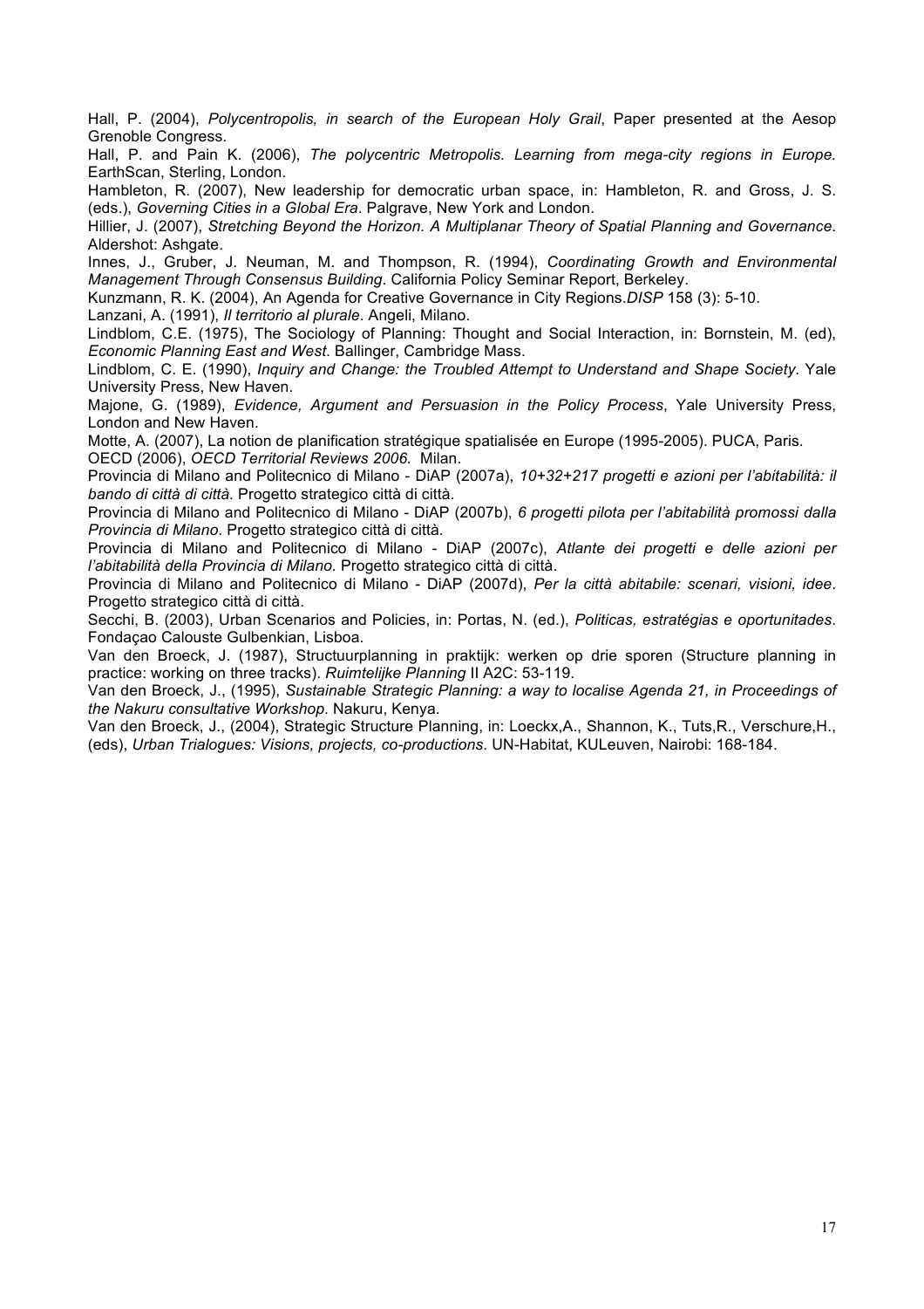Hall, P. (2004), *Polycentropolis, in search of the European Holy Grail*, Paper presented at the Aesop Grenoble Congress.

Hall, P. and Pain K. (2006), *The polycentric Metropolis. Learning from mega-city regions in Europe.* EarthScan, Sterling, London.

Hambleton, R. (2007), New leadership for democratic urban space, in: Hambleton, R. and Gross, J. S. (eds.), *Governing Cities in a Global Era*. Palgrave, New York and London.

Hillier, J. (2007), *Stretching Beyond the Horizon. A Multiplanar Theory of Spatial Planning and Governance*. Aldershot: Ashgate.

Innes, J., Gruber, J. Neuman, M. and Thompson, R. (1994), *Coordinating Growth and Environmental Management Through Consensus Building*. California Policy Seminar Report, Berkeley.

Kunzmann, R. K. (2004), An Agenda for Creative Governance in City Regions.*DISP* 158 (3): 5-10.

Lanzani, A. (1991), *Il territorio al plurale*. Angeli, Milano.

Lindblom, C.E. (1975), The Sociology of Planning: Thought and Social Interaction, in: Bornstein, M. (ed), *Economic Planning East and West*. Ballinger, Cambridge Mass.

Lindblom, C. E. (1990), *Inquiry and Change: the Troubled Attempt to Understand and Shape Society*. Yale University Press, New Haven.

Majone, G. (1989), *Evidence, Argument and Persuasion in the Policy Process*, Yale University Press, London and New Haven.

Motte, A. (2007), La notion de planification stratégique spatialisée en Europe (1995-2005). PUCA, Paris.

OECD (2006), *OECD Territorial Reviews 2006.* Milan.

Provincia di Milano and Politecnico di Milano - DiAP (2007a), *10+32+217 progetti e azioni per l'abitabilità: il bando di città di città.* Progetto strategico città di città.

Provincia di Milano and Politecnico di Milano - DiAP (2007b), *6 progetti pilota per l'abitabilità promossi dalla Provincia di Milano*. Progetto strategico città di città.

Provincia di Milano and Politecnico di Milano - DiAP (2007c), *Atlante dei progetti e delle azioni per l'abitabilità della Provincia di Milano.* Progetto strategico città di città.

Provincia di Milano and Politecnico di Milano - DiAP (2007d), *Per la città abitabile: scenari, visioni, idee*. Progetto strategico città di città.

Secchi, B. (2003), Urban Scenarios and Policies, in: Portas, N. (ed.), *Politicas, estratégias e oportunitades*. Fondaçao Calouste Gulbenkian, Lisboa.

Van den Broeck, J. (1987), Structuurplanning in praktijk: werken op drie sporen (Structure planning in practice: working on three tracks). *Ruimtelijke Planning* II A2C: 53-119.

Van den Broeck, J., (1995), *Sustainable Strategic Planning: a way to localise Agenda 21, in Proceedings of the Nakuru consultative Workshop*. Nakuru, Kenya.

Van den Broeck, J., (2004), Strategic Structure Planning, in: Loeckx,A., Shannon, K., Tuts,R., Verschure,H., (eds), *Urban Trialogues: Visions, projects, co-productions*. UN-Habitat, KULeuven, Nairobi: 168-184.